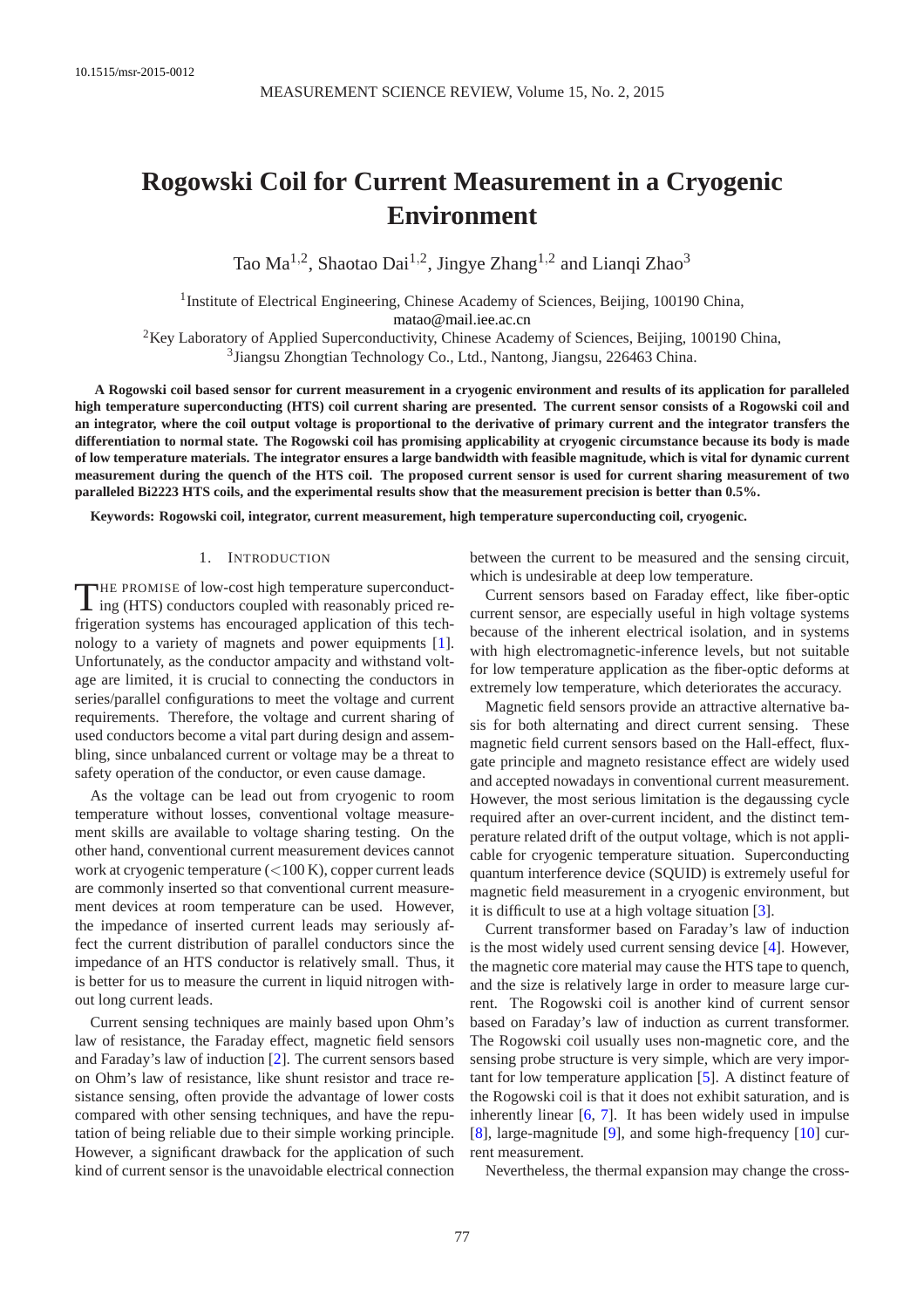# Rogowski Coil for Current Measurement in a Cryogenic Environment

Tao Ma[1,2], Shaotao Dai[1,2], Jingye Zhang[1,2] and Lianqi Zhao[3]

[1]Institute of Electrical Engineering, Chinese Academy of Sciences, Beijing, 100190 China, matao@mail.iee.ac.cn

[2]Key Laboratory of Applied Superconductivity, Chinese Academy of Sciences, Beijing, 100190 China,

[3]Jiangsu Zhongtian Technology Co., Ltd., Nantong, Jiangsu, 226463 China.

**A Rogowski coil based sensor for current measurement in a cryogenic environment and results of its application for paralleled high temperature superconducting (HTS) coil current sharing are presented. The current sensor consists of a Rogowski coil and an integrator, where the coil output voltage is proportional to the derivative of primary current and the integrator transfers the differentiation to normal state. The Rogowski coil has promising applicability at cryogenic circumstance because its body is made of low temperature materials. The integrator ensures a large bandwidth with feasible magnitude, which is vital for dynamic current measurement during the quench of the HTS coil. The proposed current sensor is used for current sharing measurement of two paralleled Bi2223 HTS coils, and the experimental results show that the measurement precision is better than 0.5%.**

**Keywords: Rogowski coil, integrator, current measurement, high temperature superconducting coil, cryogenic.**

## 1. Introduction

The promise of low-cost high temperature superconducting (HTS) conductors coupled with reasonably priced refrigeration systems has encouraged application of this technology to a variety of magnets and power equipments [1]. Unfortunately, as the conductor ampacity and withstand voltage are limited, it is crucial to connecting the conductors in series/parallel configurations to meet the voltage and current requirements. Therefore, the voltage and current sharing of used conductors become a vital part during design and assembling, since unbalanced current or voltage may be a threat to safety operation of the conductor, or even cause damage.

As the voltage can be lead out from cryogenic to room temperature without losses, conventional voltage measurement skills are available to voltage sharing testing. On the other hand, conventional current measurement devices cannot work at cryogenic temperature ($<$100 K), copper current leads are commonly inserted so that conventional current measurement devices at room temperature can be used. However, the impedance of inserted current leads may seriously affect the current distribution of parallel conductors since the impedance of an HTS conductor is relatively small. Thus, it is better for us to measure the current in liquid nitrogen without long current leads.

Current sensing techniques are mainly based upon Ohm's law of resistance, the Faraday effect, magnetic field sensors and Faraday's law of induction [2]. The current sensors based on Ohm's law of resistance, like shunt resistor and trace resistance sensing, often provide the advantage of lower costs compared with other sensing techniques, and have the reputation of being reliable due to their simple working principle. However, a significant drawback for the application of such kind of current sensor is the unavoidable electrical connection between the current to be measured and the sensing circuit, which is undesirable at deep low temperature.

Current sensors based on Faraday effect, like fiber-optic current sensor, are especially useful in high voltage systems because of the inherent electrical isolation, and in systems with high electromagnetic-inference levels, but not suitable for low temperature application as the fiber-optic deforms at extremely low temperature, which deteriorates the accuracy.

Magnetic field sensors provide an attractive alternative basis for both alternating and direct current sensing. These magnetic field current sensors based on the Hall-effect, fluxgate principle and magneto resistance effect are widely used and accepted nowadays in conventional current measurement. However, the most serious limitation is the degaussing cycle required after an over-current incident, and the distinct temperature related drift of the output voltage, which is not applicable for cryogenic temperature situation. Superconducting quantum interference device (SQUID) is extremely useful for magnetic field measurement in a cryogenic environment, but it is difficult to use at a high voltage situation [3].

Current transformer based on Faraday's law of induction is the most widely used current sensing device [4]. However, the magnetic core material may cause the HTS tape to quench, and the size is relatively large in order to measure large current. The Rogowski coil is another kind of current sensor based on Faraday's law of induction as current transformer. The Rogowski coil usually uses non-magnetic core, and the sensing probe structure is very simple, which are very important for low temperature application [5]. A distinct feature of the Rogowski coil is that it does not exhibit saturation, and is inherently linear [6, 7]. It has been widely used in impulse [8], large-magnitude [9], and some high-frequency [10] current measurement.

Nevertheless, the thermal expansion may change the cross-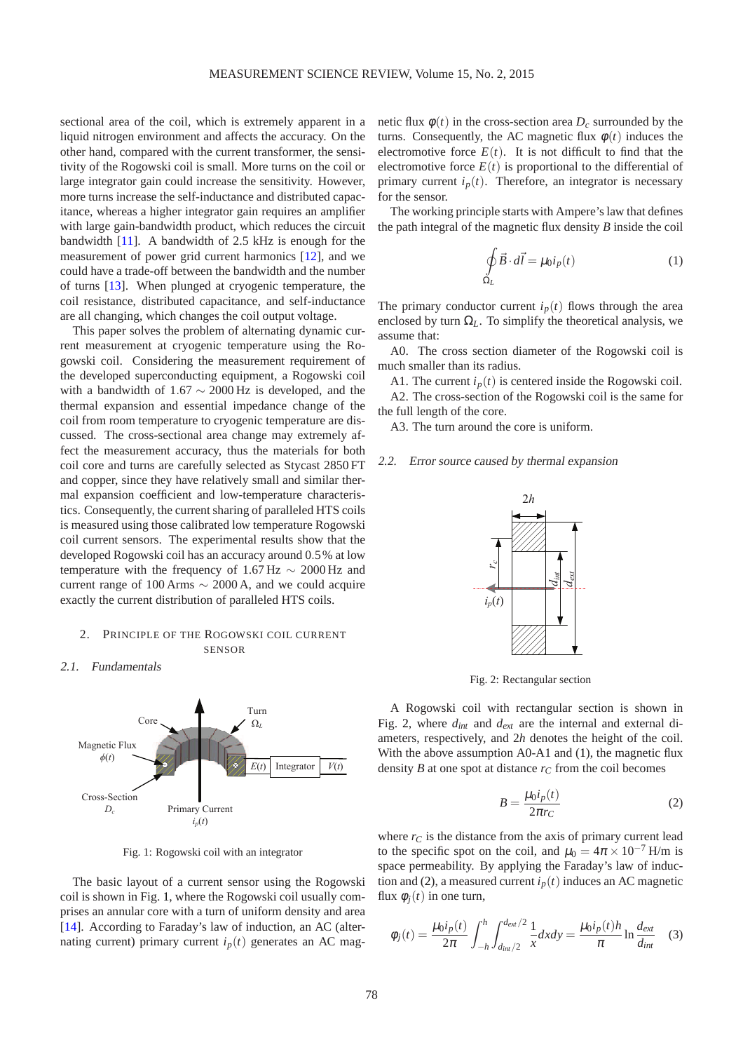sectional area of the coil, which is extremely apparent in a liquid nitrogen environment and affects the accuracy. On the other hand, compared with the current transformer, the sensitivity of the Rogowski coil is small. More turns on the coil or large integrator gain could increase the sensitivity. However, more turns increase the self-inductance and distributed capacitance, whereas a higher integrator gain requires an amplifier with large gain-bandwidth product, which reduces the circuit bandwidth [11]. A bandwidth of 2.5 kHz is enough for the measurement of power grid current harmonics [12], and we could have a trade-off between the bandwidth and the number of turns [13]. When plunged at cryogenic temperature, the coil resistance, distributed capacitance, and self-inductance are all changing, which changes the coil output voltage.

This paper solves the problem of alternating dynamic current measurement at cryogenic temperature using the Rogowski coil. Considering the measurement requirement of the developed superconducting equipment, a Rogowski coil with a bandwidth of $1.67 \sim 2000$ Hz is developed, and the thermal expansion and essential impedance change of the coil from room temperature to cryogenic temperature are discussed. The cross-sectional area change may extremely affect the measurement accuracy, thus the materials for both coil core and turns are carefully selected as Stycast 2850 FT and copper, since they have relatively small and similar thermal expansion coefficient and low-temperature characteristics. Consequently, the current sharing of paralleled HTS coils is measured using those calibrated low temperature Rogowski coil current sensors. The experimental results show that the developed Rogowski coil has an accuracy around 0.5% at low temperature with the frequency of $1.67$ Hz $\sim 2000$ Hz and current range of 100 Arms $\sim 2000$ A, and we could acquire exactly the current distribution of paralleled HTS coils.

## 2. Principle of the Rogowski coil current sensor

### 2.1. Fundamentals

Fig. 1: Rogowski coil with an integrator

The basic layout of a current sensor using the Rogowski coil is shown in Fig. 1, where the Rogowski coil usually comprises an annular core with a turn of uniform density and area [14]. According to Faraday's law of induction, an AC (alternating current) primary current $i_p(t)$ generates an AC magnetic flux $\phi(t)$ in the cross-section area $D_c$ surrounded by the turns. Consequently, the AC magnetic flux $\phi(t)$ induces the electromotive force $E(t)$. It is not difficult to find that the electromotive force $E(t)$ is proportional to the differential of primary current $i_p(t)$. Therefore, an integrator is necessary for the sensor.

The working principle starts with Ampere's law that defines the path integral of the magnetic flux density $B$ inside the coil

$$\oint_{\Omega_L} \vec{B} \cdot d\vec{l} = \mu_0 i_p(t) \tag{1}$$

The primary conductor current $i_p(t)$ flows through the area enclosed by turn $\Omega_L$. To simplify the theoretical analysis, we assume that:

A0. The cross section diameter of the Rogowski coil is much smaller than its radius.

A1. The current $i_p(t)$ is centered inside the Rogowski coil.

A2. The cross-section of the Rogowski coil is the same for the full length of the core.

A3. The turn around the core is uniform.

### 2.2. Error source caused by thermal expansion

Fig. 2: Rectangular section

A Rogowski coil with rectangular section is shown in Fig. 2, where $d_{int}$ and $d_{ext}$ are the internal and external diameters, respectively, and $2h$ denotes the height of the coil. With the above assumption A0-A1 and (1), the magnetic flux density $B$ at one spot at distance $r_C$ from the coil becomes

$$B = \frac{\mu_0 i_p(t)}{2\pi r_C} \tag{2}$$

where $r_C$ is the distance from the axis of primary current lead to the specific spot on the coil, and $\mu_0 = 4\pi \times 10^{-7}$ H/m is space permeability. By applying the Faraday's law of induction and (2), a measured current $i_p(t)$ induces an AC magnetic flux $\varphi_j(t)$ in one turn,

$$\varphi_j(t) = \frac{\mu_0 i_p(t)}{2\pi} \int_{-h}^{h} \int_{d_{int}/2}^{d_{ext}/2} \frac{1}{x} dx dy = \frac{\mu_0 i_p(t) h}{\pi} \ln \frac{d_{ext}}{d_{int}} \tag{3}$$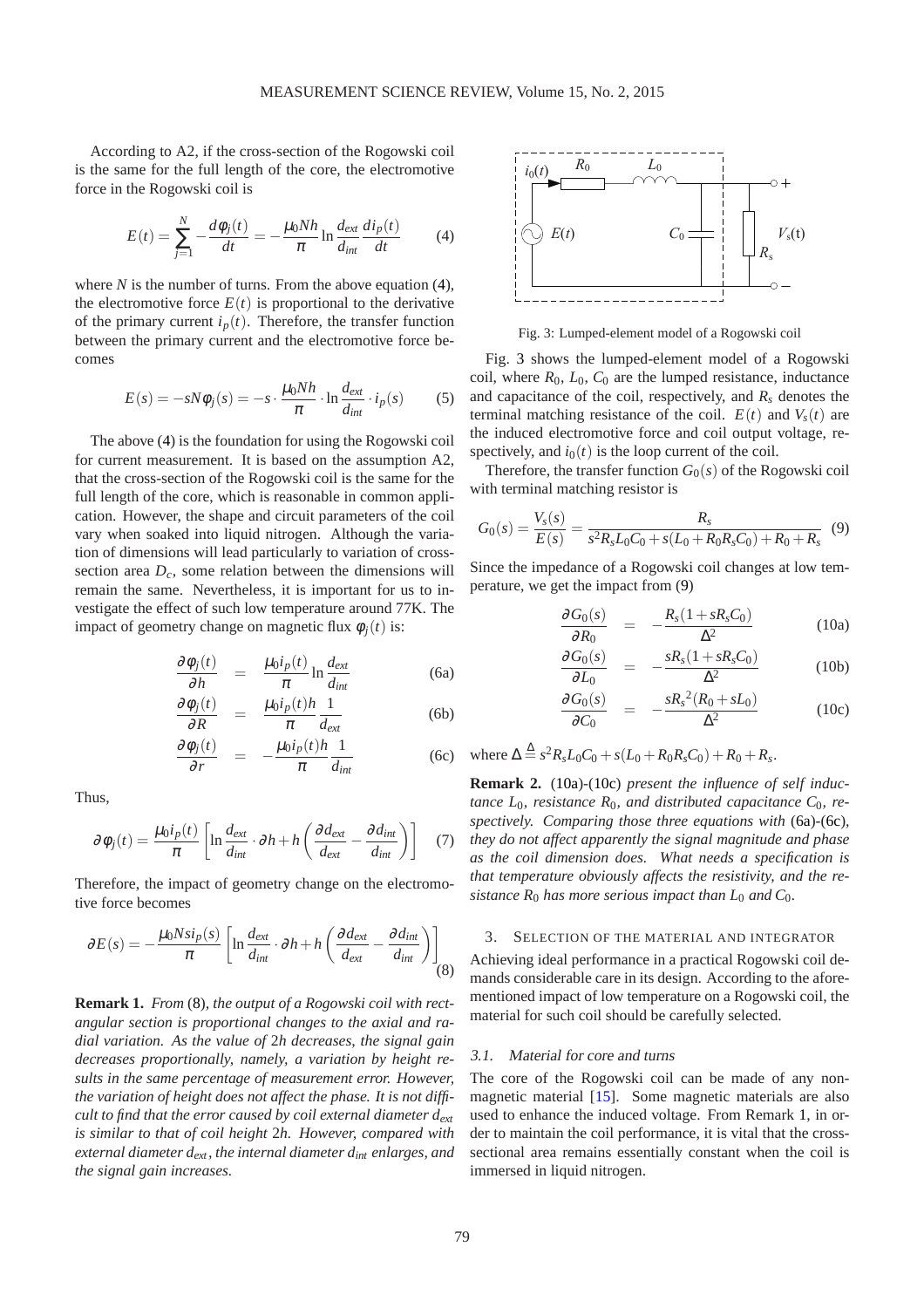According to A2, if the cross-section of the Rogowski coil is the same for the full length of the core, the electromotive force in the Rogowski coil is

$$E(t) = \sum_{j=1}^{N} -\frac{d\phi_j(t)}{dt} = -\frac{\mu_0 Nh}{\pi} \ln\frac{d_{ext}}{d_{int}} \frac{di_p(t)}{dt} \tag{4}$$

where $N$ is the number of turns. From the above equation (4), the electromotive force $E(t)$ is proportional to the derivative of the primary current $i_p(t)$. Therefore, the transfer function between the primary current and the electromotive force becomes

$$E(s) = -sN\phi_j(s) = -s \cdot \frac{\mu_0 Nh}{\pi} \cdot \ln\frac{d_{ext}}{d_{int}} \cdot i_p(s) \tag{5}$$

The above (4) is the foundation for using the Rogowski coil for current measurement. It is based on the assumption A2, that the cross-section of the Rogowski coil is the same for the full length of the core, which is reasonable in common application. However, the shape and circuit parameters of the coil vary when soaked into liquid nitrogen. Although the variation of dimensions will lead particularly to variation of cross-section area $D_c$, some relation between the dimensions will remain the same. Nevertheless, it is important for us to investigate the effect of such low temperature around 77K. The impact of geometry change on magnetic flux $\phi_j(t)$ is:

$$\frac{\partial\phi_j(t)}{\partial h} = \frac{\mu_0 i_p(t)}{\pi} \ln\frac{d_{ext}}{d_{int}} \tag{6a}$$

$$\frac{\partial\phi_j(t)}{\partial R} = \frac{\mu_0 i_p(t)h}{\pi} \frac{1}{d_{ext}} \tag{6b}$$

$$\frac{\partial\phi_j(t)}{\partial r} = -\frac{\mu_0 i_p(t)h}{\pi} \frac{1}{d_{int}} \tag{6c}$$

Thus,

$$\partial\phi_j(t) = \frac{\mu_0 i_p(t)}{\pi} \left[ \ln\frac{d_{ext}}{d_{int}} \cdot \partial h + h\left( \frac{\partial d_{ext}}{d_{ext}} - \frac{\partial d_{int}}{d_{int}} \right) \right] \tag{7}$$

Therefore, the impact of geometry change on the electromotive force becomes

$$\partial E(s) = -\frac{\mu_0 Nsi_p(s)}{\pi} \left[ \ln\frac{d_{ext}}{d_{int}} \cdot \partial h + h\left( \frac{\partial d_{ext}}{d_{ext}} - \frac{\partial d_{int}}{d_{int}} \right) \right] \tag{8}$$

**Remark 1.** *From* (8)*, the output of a Rogowski coil with rectangular section is proportional changes to the axial and radial variation. As the value of* $2h$ *decreases, the signal gain decreases proportionally, namely, a variation by height results in the same percentage of measurement error. However, the variation of height does not affect the phase. It is not difficult to find that the error caused by coil external diameter* $d_{ext}$ *is similar to that of coil height* $2h$*. However, compared with external diameter* $d_{ext}$*, the internal diameter* $d_{int}$ *enlarges, and the signal gain increases.*

Fig. 3: Lumped-element model of a Rogowski coil

Fig. 3 shows the lumped-element model of a Rogowski coil, where $R_0$, $L_0$, $C_0$ are the lumped resistance, inductance and capacitance of the coil, respectively, and $R_s$ denotes the terminal matching resistance of the coil. $E(t)$ and $V_s(t)$ are the induced electromotive force and coil output voltage, respectively, and $i_0(t)$ is the loop current of the coil.

Therefore, the transfer function $G_0(s)$ of the Rogowski coil with terminal matching resistor is

$$G_0(s) = \frac{V_s(s)}{E(s)} = \frac{R_s}{s^2 R_s L_0 C_0 + s(L_0 + R_0 R_s C_0) + R_0 + R_s} \tag{9}$$

Since the impedance of a Rogowski coil changes at low temperature, we get the impact from (9)

$$\frac{\partial G_0(s)}{\partial R_0} = -\frac{R_s(1 + sR_s C_0)}{\Delta^2} \tag{10a}$$

$$\frac{\partial G_0(s)}{\partial L_0} = -\frac{sR_s(1 + sR_s C_0)}{\Delta^2} \tag{10b}$$

$$\frac{\partial G_0(s)}{\partial C_0} = -\frac{s{R_s}^2(R_0 + sL_0)}{\Delta^2} \tag{10c}$$

where $\Delta \triangleq s^2 R_s L_0 C_0 + s(L_0 + R_0 R_s C_0) + R_0 + R_s$.

**Remark 2.** (10a)-(10c) *present the influence of self inductance* $L_0$*, resistance* $R_0$*, and distributed capacitance* $C_0$*, respectively. Comparing those three equations with* (6a)-(6c)*, they do not affect apparently the signal magnitude and phase as the coil dimension does. What needs a specification is that temperature obviously affects the resistivity, and the resistance* $R_0$ *has more serious impact than* $L_0$ *and* $C_0$*.*

## 3. Selection of the material and integrator

Achieving ideal performance in a practical Rogowski coil demands considerable care in its design. According to the aforementioned impact of low temperature on a Rogowski coil, the material for such coil should be carefully selected.

### 3.1. Material for core and turns

The core of the Rogowski coil can be made of any nonmagnetic material [15]. Some magnetic materials are also used to enhance the induced voltage. From Remark 1, in order to maintain the coil performance, it is vital that the cross-sectional area remains essentially constant when the coil is immersed in liquid nitrogen.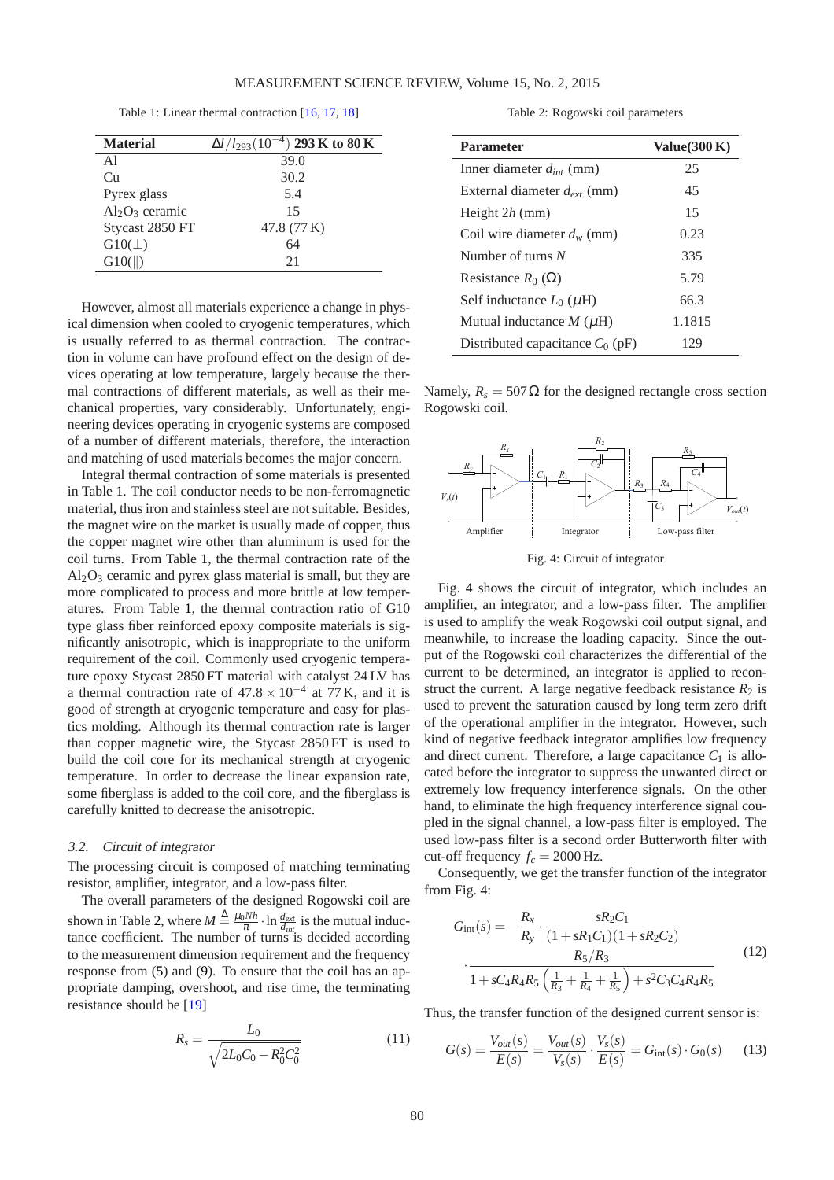Table 1: Linear thermal contraction [16, 17, 18]

| Material | $\Delta l/l_{293}(10^{-4})$ **293 K to 80 K** |
|---|---|
| Al | 39.0 |
| Cu | 30.2 |
| Pyrex glass | 5.4 |
| $Al_2O_3$ ceramic | 15 |
| Stycast 2850 FT | 47.8 (77 K) |
| G10(⊥) | 64 |
| G10(∥) | 21 |

However, almost all materials experience a change in physical dimension when cooled to cryogenic temperatures, which is usually referred to as thermal contraction. The contraction in volume can have profound effect on the design of devices operating at low temperature, largely because the thermal contractions of different materials, as well as their mechanical properties, vary considerably. Unfortunately, engineering devices operating in cryogenic systems are composed of a number of different materials, therefore, the interaction and matching of used materials becomes the major concern.

Integral thermal contraction of some materials is presented in Table 1. The coil conductor needs to be non-ferromagnetic material, thus iron and stainless steel are not suitable. Besides, the magnet wire on the market is usually made of copper, thus the copper magnet wire other than aluminum is used for the coil turns. From Table 1, the thermal contraction rate of the $Al_2O_3$ ceramic and pyrex glass material is small, but they are more complicated to process and more brittle at low temperatures. From Table 1, the thermal contraction ratio of G10 type glass fiber reinforced epoxy composite materials is significantly anisotropic, which is inappropriate to the uniform requirement of the coil. Commonly used cryogenic temperature epoxy Stycast 2850 FT material with catalyst 24 LV has a thermal contraction rate of $47.8\times10^{-4}$ at 77 K, and it is good of strength at cryogenic temperature and easy for plastics molding. Although its thermal contraction rate is larger than copper magnetic wire, the Stycast 2850 FT is used to build the coil core for its mechanical strength at cryogenic temperature. In order to decrease the linear expansion rate, some fiberglass is added to the coil core, and the fiberglass is carefully knitted to decrease the anisotropic.

### 3.2. Circuit of integrator

The processing circuit is composed of matching terminating resistor, amplifier, integrator, and a low-pass filter.

The overall parameters of the designed Rogowski coil are shown in Table 2, where $M \triangleq \frac{\mu_0 N h}{\pi}\cdot\ln\frac{d_{ext}}{d_{int}}$ is the mutual inductance coefficient. The number of turns is decided according to the measurement dimension requirement and the frequency response from (5) and (9). To ensure that the coil has an appropriate damping, overshoot, and rise time, the terminating resistance should be [19]

$$R_s=\frac{L_0}{\sqrt{2L_0C_0-R_0^2C_0^2}} \tag{11}$$

Table 2: Rogowski coil parameters

| Parameter | Value(300 K) |
|---|---|
| Inner diameter $d_{int}$ (mm) | 25 |
| External diameter $d_{ext}$ (mm) | 45 |
| Height $2h$ (mm) | 15 |
| Coil wire diameter $d_w$ (mm) | 0.23 |
| Number of turns $N$ | 335 |
| Resistance $R_0$ (Ω) | 5.79 |
| Self inductance $L_0$ (μH) | 66.3 |
| Mutual inductance $M$ (μH) | 1.1815 |
| Distributed capacitance $C_0$ (pF) | 129 |

Namely, $R_s = 507\,\Omega$ for the designed rectangle cross section Rogowski coil.

Fig. 4: Circuit of integrator

Fig. 4 shows the circuit of integrator, which includes an amplifier, an integrator, and a low-pass filter. The amplifier is used to amplify the weak Rogowski coil output signal, and meanwhile, to increase the loading capacity. Since the output of the Rogowski coil characterizes the differential of the current to be determined, an integrator is applied to reconstruct the current. A large negative feedback resistance $R_2$ is used to prevent the saturation caused by long term zero drift of the operational amplifier in the integrator. However, such kind of negative feedback integrator amplifies low frequency and direct current. Therefore, a large capacitance $C_1$ is allocated before the integrator to suppress the unwanted direct or extremely low frequency interference signals. On the other hand, to eliminate the high frequency interference signal coupled in the signal channel, a low-pass filter is employed. The used low-pass filter is a second order Butterworth filter with cut-off frequency $f_c = 2000$ Hz.

Consequently, we get the transfer function of the integrator from Fig. 4:

$$G_{\text{int}}(s)=-\frac{R_x}{R_y}\cdot\frac{sR_2C_1}{(1+sR_1C_1)(1+sR_2C_2)}\cdot\frac{R_5/R_3}{1+sC_4R_4R_5\left(\frac{1}{R_3}+\frac{1}{R_4}+\frac{1}{R_5}\right)+s^2C_3C_4R_4R_5} \tag{12}$$

Thus, the transfer function of the designed current sensor is:

$$G(s)=\frac{V_{out}(s)}{E(s)}=\frac{V_{out}(s)}{V_s(s)}\cdot\frac{V_s(s)}{E(s)}=G_{\text{int}}(s)\cdot G_0(s) \tag{13}$$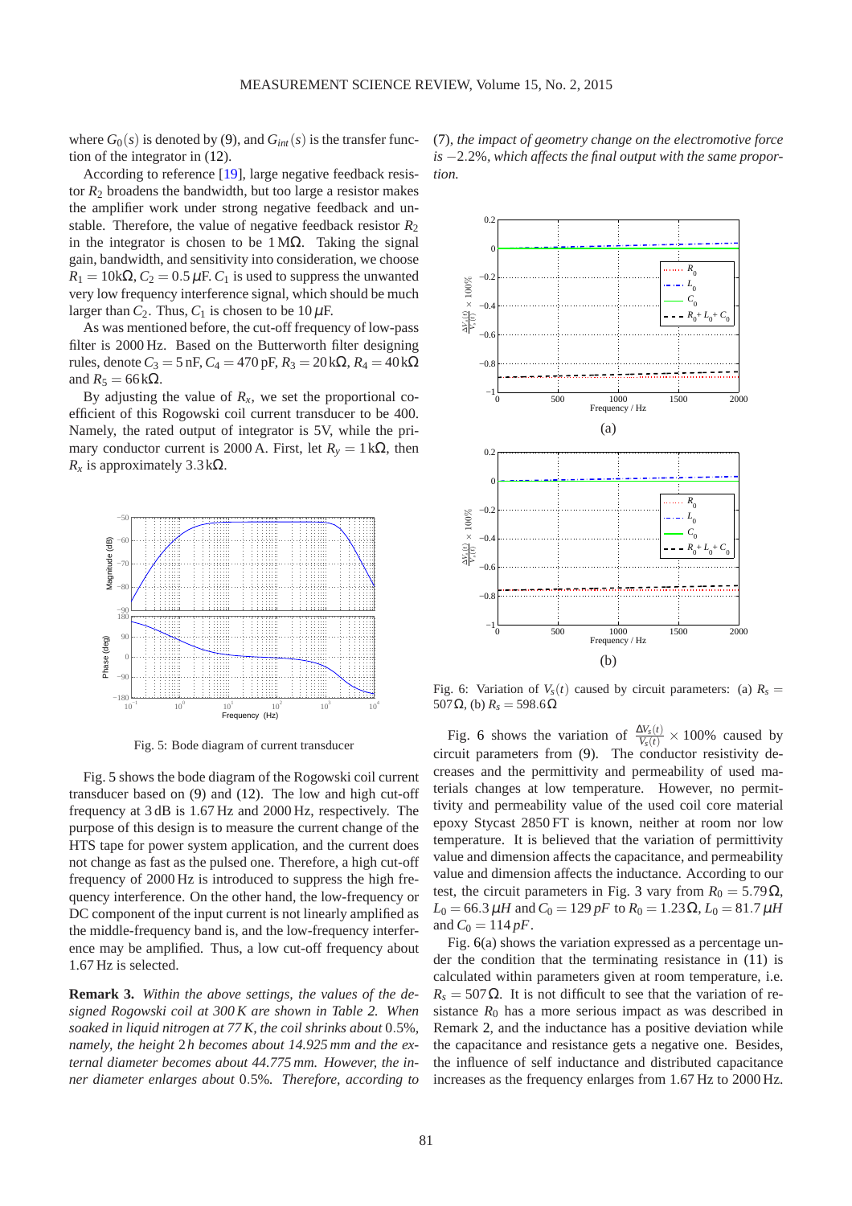where $G_0(s)$ is denoted by (9), and $G_{int}(s)$ is the transfer function of the integrator in (12).

According to reference [19], large negative feedback resistor $R_2$ broadens the bandwidth, but too large a resistor makes the amplifier work under strong negative feedback and unstable. Therefore, the value of negative feedback resistor $R_2$ in the integrator is chosen to be $1\,\mathrm{M}\Omega$. Taking the signal gain, bandwidth, and sensitivity into consideration, we choose $R_1 = 10\mathrm{k}\Omega$, $C_2 = 0.5\,\mu\mathrm{F}$. $C_1$ is used to suppress the unwanted very low frequency interference signal, which should be much larger than $C_2$. Thus, $C_1$ is chosen to be $10\,\mu\mathrm{F}$.

As was mentioned before, the cut-off frequency of low-pass filter is 2000 Hz. Based on the Butterworth filter designing rules, denote $C_3 = 5\,\mathrm{nF}$, $C_4 = 470\,\mathrm{pF}$, $R_3 = 20\,\mathrm{k}\Omega$, $R_4 = 40\,\mathrm{k}\Omega$ and $R_5 = 66\,\mathrm{k}\Omega$.

By adjusting the value of $R_x$, we set the proportional coefficient of this Rogowski coil current transducer to be 400. Namely, the rated output of integrator is 5V, while the primary conductor current is 2000 A. First, let $R_y = 1\,\mathrm{k}\Omega$, then $R_x$ is approximately $3.3\,\mathrm{k}\Omega$.

Fig. 5: Bode diagram of current transducer

Fig. 5 shows the bode diagram of the Rogowski coil current transducer based on (9) and (12). The low and high cut-off frequency at 3 dB is 1.67 Hz and 2000 Hz, respectively. The purpose of this design is to measure the current change of the HTS tape for power system application, and the current does not change as fast as the pulsed one. Therefore, a high cut-off frequency of 2000 Hz is introduced to suppress the high frequency interference. On the other hand, the low-frequency or DC component of the input current is not linearly amplified as the middle-frequency band is, and the low-frequency interference may be amplified. Thus, a low cut-off frequency about 1.67 Hz is selected.

**Remark 3.** *Within the above settings, the values of the designed Rogowski coil at 300 K are shown in Table 2. When soaked in liquid nitrogen at 77 K, the coil shrinks about* 0.5%*, namely, the height* $2h$ *becomes about 14.925 mm and the external diameter becomes about 44.775 mm. However, the inner diameter enlarges about* 0.5%*. Therefore, according to* (7)*, the impact of geometry change on the electromotive force is* $-2.2\%$*, which affects the final output with the same proportion.*

Fig. 6: Variation of $V_s(t)$ caused by circuit parameters: (a) $R_s = 507\,\Omega$, (b) $R_s = 598.6\,\Omega$

Fig. 6 shows the variation of $\frac{\Delta V_s(t)}{V_s(t)} \times 100\%$ caused by circuit parameters from (9). The conductor resistivity decreases and the permittivity and permeability of used materials changes at low temperature. However, no permittivity and permeability value of the used coil core material epoxy Stycast 2850 FT is known, neither at room nor low temperature. It is believed that the variation of permittivity value and dimension affects the capacitance, and permeability value and dimension affects the inductance. According to our test, the circuit parameters in Fig. 3 vary from $R_0 = 5.79\,\Omega$, $L_0 = 66.3\,\mu H$ and $C_0 = 129\,pF$ to $R_0 = 1.23\,\Omega$, $L_0 = 81.7\,\mu H$ and $C_0 = 114\,pF$.

Fig. 6(a) shows the variation expressed as a percentage under the condition that the terminating resistance in (11) is calculated within parameters given at room temperature, i.e. $R_s = 507\,\Omega$. It is not difficult to see that the variation of resistance $R_0$ has a more serious impact as was described in Remark 2, and the inductance has a positive deviation while the capacitance and resistance gets a negative one. Besides, the influence of self inductance and distributed capacitance increases as the frequency enlarges from 1.67 Hz to 2000 Hz.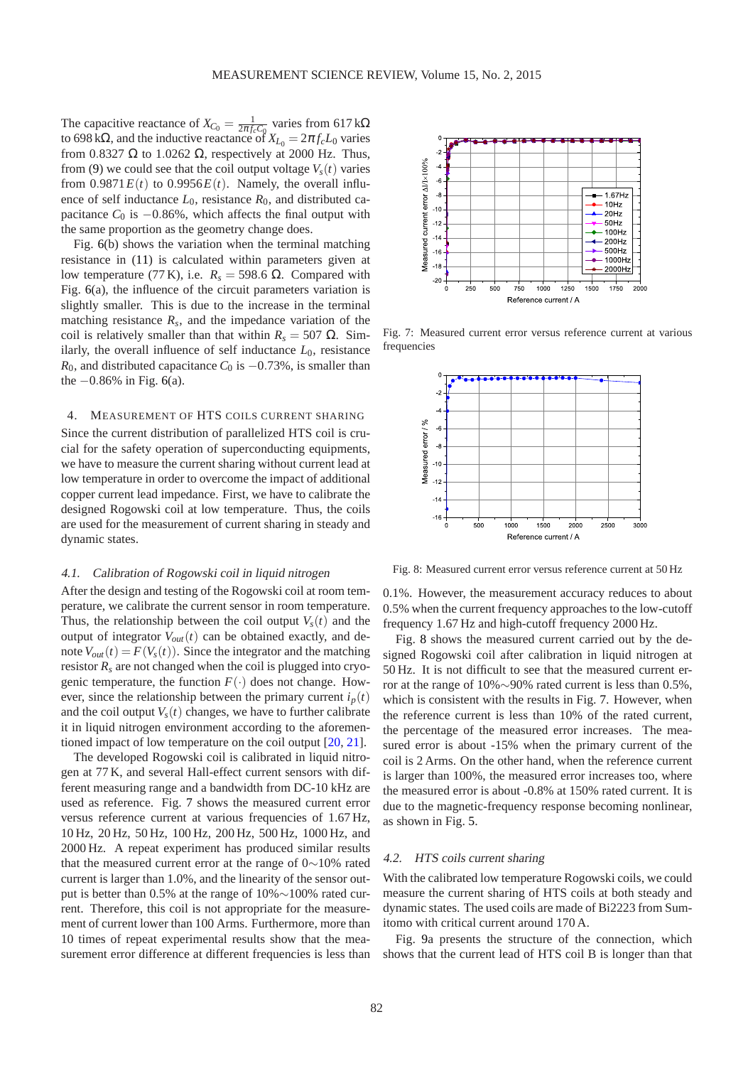The capacitive reactance of $X_{C_0} = \frac{1}{2\pi f_c C_0}$ varies from 617 kΩ to 698 kΩ, and the inductive reactance of $X_{L_0} = 2\pi f_c L_0$ varies from 0.8327 Ω to 1.0262 Ω, respectively at 2000 Hz. Thus, from (9) we could see that the coil output voltage $V_s(t)$ varies from $0.9871E(t)$ to $0.9956E(t)$. Namely, the overall influence of self inductance $L_0$, resistance $R_0$, and distributed capacitance $C_0$ is $-0.86\%$, which affects the final output with the same proportion as the geometry change does.

Fig. 6(b) shows the variation when the terminal matching resistance in (11) is calculated within parameters given at low temperature (77 K), i.e. $R_s = 598.6$ Ω. Compared with Fig. 6(a), the influence of the circuit parameters variation is slightly smaller. This is due to the increase in the terminal matching resistance $R_s$, and the impedance variation of the coil is relatively smaller than that within $R_s = 507$ Ω. Similarly, the overall influence of self inductance $L_0$, resistance $R_0$, and distributed capacitance $C_0$ is $-0.73\%$, is smaller than the $-0.86\%$ in Fig. 6(a).

## 4. Measurement of HTS coils current sharing

Since the current distribution of parallelized HTS coil is crucial for the safety operation of superconducting equipments, we have to measure the current sharing without current lead at low temperature in order to overcome the impact of additional copper current lead impedance. First, we have to calibrate the designed Rogowski coil at low temperature. Thus, the coils are used for the measurement of current sharing in steady and dynamic states.

### 4.1. Calibration of Rogowski coil in liquid nitrogen

After the design and testing of the Rogowski coil at room temperature, we calibrate the current sensor in room temperature. Thus, the relationship between the coil output $V_s(t)$ and the output of integrator $V_{out}(t)$ can be obtained exactly, and denote $V_{out}(t) = F(V_s(t))$. Since the integrator and the matching resistor $R_s$ are not changed when the coil is plugged into cryogenic temperature, the function $F(\cdot)$ does not change. However, since the relationship between the primary current $i_p(t)$ and the coil output $V_s(t)$ changes, we have to further calibrate it in liquid nitrogen environment according to the aforementioned impact of low temperature on the coil output [20, 21].

The developed Rogowski coil is calibrated in liquid nitrogen at 77 K, and several Hall-effect current sensors with different measuring range and a bandwidth from DC-10 kHz are used as reference. Fig. 7 shows the measured current error versus reference current at various frequencies of 1.67 Hz, 10 Hz, 20 Hz, 50 Hz, 100 Hz, 200 Hz, 500 Hz, 1000 Hz, and 2000 Hz. A repeat experiment has produced similar results that the measured current error at the range of 0∼10% rated current is larger than 1.0%, and the linearity of the sensor output is better than 0.5% at the range of 10%∼100% rated current. Therefore, this coil is not appropriate for the measurement of current lower than 100 Arms. Furthermore, more than 10 times of repeat experimental results show that the measurement error difference at different frequencies is less than 0.1%. However, the measurement accuracy reduces to about 0.5% when the current frequency approaches to the low-cutoff frequency 1.67 Hz and high-cutoff frequency 2000 Hz.

Fig. 7: Measured current error versus reference current at various frequencies

Fig. 8: Measured current error versus reference current at 50 Hz

Fig. 8 shows the measured current carried out by the designed Rogowski coil after calibration in liquid nitrogen at 50 Hz. It is not difficult to see that the measured current error at the range of 10%∼90% rated current is less than 0.5%, which is consistent with the results in Fig. 7. However, when the reference current is less than 10% of the rated current, the percentage of the measured error increases. The measured error is about -15% when the primary current of the coil is 2 Arms. On the other hand, when the reference current is larger than 100%, the measured error increases too, where the measured error is about -0.8% at 150% rated current. It is due to the magnetic-frequency response becoming nonlinear, as shown in Fig. 5.

### 4.2. HTS coils current sharing

With the calibrated low temperature Rogowski coils, we could measure the current sharing of HTS coils at both steady and dynamic states. The used coils are made of Bi2223 from Sumitomo with critical current around 170 A.

Fig. 9a presents the structure of the connection, which shows that the current lead of HTS coil B is longer than that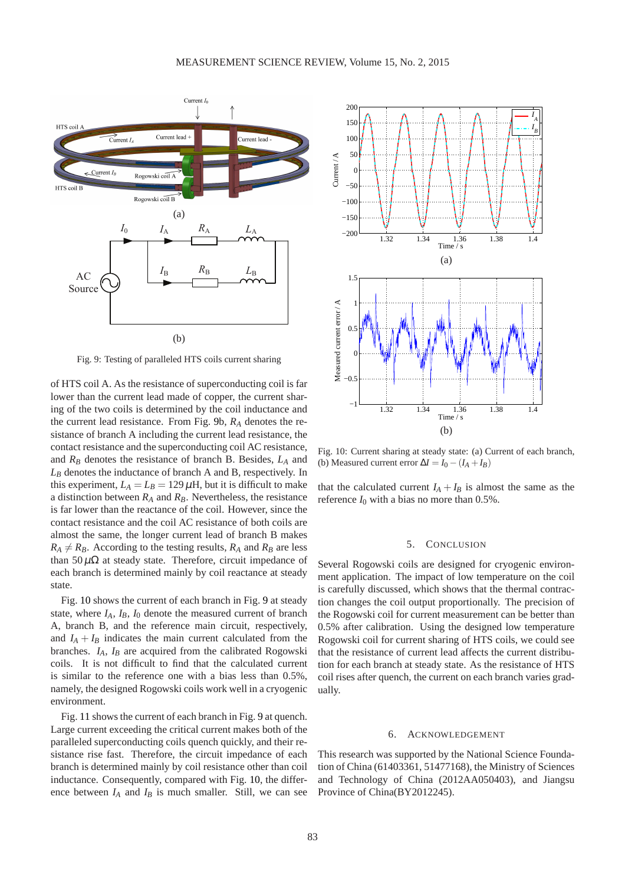Fig. 9: Testing of paralleled HTS coils current sharing

of HTS coil A. As the resistance of superconducting coil is far lower than the current lead made of copper, the current sharing of the two coils is determined by the coil inductance and the current lead resistance. From Fig. 9b, $R_A$ denotes the resistance of branch A including the current lead resistance, the contact resistance and the superconducting coil AC resistance, and $R_B$ denotes the resistance of branch B. Besides, $L_A$ and $L_B$ denotes the inductance of branch A and B, respectively. In this experiment, $L_A = L_B = 129\,\mu$H, but it is difficult to make a distinction between $R_A$ and $R_B$. Nevertheless, the resistance is far lower than the reactance of the coil. However, since the contact resistance and the coil AC resistance of both coils are almost the same, the longer current lead of branch B makes $R_A \neq R_B$. According to the testing results, $R_A$ and $R_B$ are less than $50\,\mu\Omega$ at steady state. Therefore, circuit impedance of each branch is determined mainly by coil reactance at steady state.

Fig. 10 shows the current of each branch in Fig. 9 at steady state, where $I_A$, $I_B$, $I_0$ denote the measured current of branch A, branch B, and the reference main circuit, respectively, and $I_A + I_B$ indicates the main current calculated from the branches. $I_A$, $I_B$ are acquired from the calibrated Rogowski coils. It is not difficult to find that the calculated current is similar to the reference one with a bias less than 0.5%, namely, the designed Rogowski coils work well in a cryogenic environment.

Fig. 11 shows the current of each branch in Fig. 9 at quench. Large current exceeding the critical current makes both of the paralleled superconducting coils quench quickly, and their resistance rise fast. Therefore, the circuit impedance of each branch is determined mainly by coil resistance other than coil inductance. Consequently, compared with Fig. 10, the difference between $I_A$ and $I_B$ is much smaller. Still, we can see

Fig. 10: Current sharing at steady state: (a) Current of each branch, (b) Measured current error $\Delta I = I_0 - (I_A + I_B)$

that the calculated current $I_A + I_B$ is almost the same as the reference $I_0$ with a bias no more than 0.5%.

## 5. Conclusion

Several Rogowski coils are designed for cryogenic environment application. The impact of low temperature on the coil is carefully discussed, which shows that the thermal contraction changes the coil output proportionally. The precision of the Rogowski coil for current measurement can be better than 0.5% after calibration. Using the designed low temperature Rogowski coil for current sharing of HTS coils, we could see that the resistance of current lead affects the current distribution for each branch at steady state. As the resistance of HTS coil rises after quench, the current on each branch varies gradually.

## 6. Acknowledgement

This research was supported by the National Science Foundation of China (61403361, 51477168), the Ministry of Sciences and Technology of China (2012AA050403), and Jiangsu Province of China(BY2012245).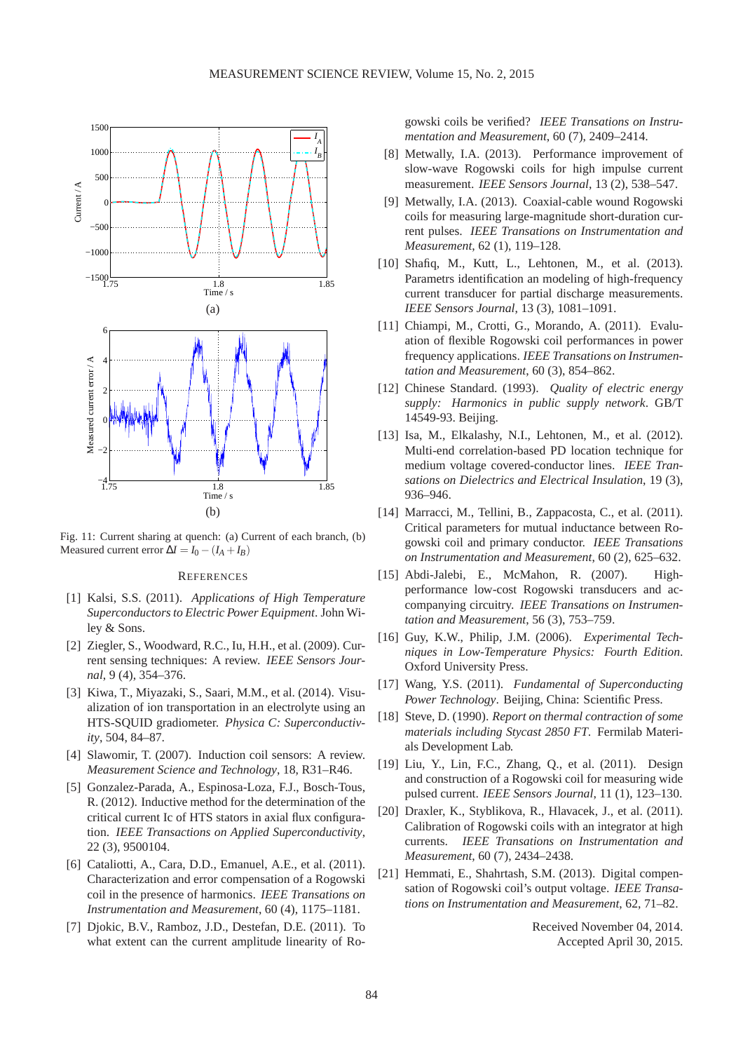1500
1000
500
0
−500
−1000
−1500
Current / A
1.75
1.8
1.85
Time / s
$I_A$
$I_B$

(a)

6
4
2
0
−2
−4
Measured current error / A
1.75
1.8
1.85
Time / s

(b)

Fig. 11: Current sharing at quench: (a) Current of each branch, (b) Measured current error $\Delta I = I_0 - (I_A + I_B)$

## REFERENCES

[1] Kalsi, S.S. (2011). *Applications of High Temperature Superconductors to Electric Power Equipment*. John Wiley & Sons.

[2] Ziegler, S., Woodward, R.C., Iu, H.H., et al. (2009). Current sensing techniques: A review. *IEEE Sensors Journal*, 9 (4), 354–376.

[3] Kiwa, T., Miyazaki, S., Saari, M.M., et al. (2014). Visualization of ion transportation in an electrolyte using an HTS-SQUID gradiometer. *Physica C: Superconductivity*, 504, 84–87.

[4] Slawomir, T. (2007). Induction coil sensors: A review. *Measurement Science and Technology*, 18, R31–R46.

[5] Gonzalez-Parada, A., Espinosa-Loza, F.J., Bosch-Tous, R. (2012). Inductive method for the determination of the critical current Ic of HTS stators in axial flux configuration. *IEEE Transactions on Applied Superconductivity*, 22 (3), 9500104.

[6] Cataliotti, A., Cara, D.D., Emanuel, A.E., et al. (2011). Characterization and error compensation of a Rogowski coil in the presence of harmonics. *IEEE Transactions on Instrumentation and Measurement*, 60 (4), 1175–1181.

[7] Djokic, B.V., Ramboz, J.D., Destefan, D.E. (2011). To what extent can the current amplitude linearity of Rogowski coils be verified? *IEEE Transactions on Instrumentation and Measurement*, 60 (7), 2409–2414.

[8] Metwally, I.A. (2013). Performance improvement of slow-wave Rogowski coils for high impulse current measurement. *IEEE Sensors Journal*, 13 (2), 538–547.

[9] Metwally, I.A. (2013). Coaxial-cable wound Rogowski coils for measuring large-magnitude short-duration current pulses. *IEEE Transactions on Instrumentation and Measurement*, 62 (1), 119–128.

[10] Shafiq, M., Kutt, L., Lehtonen, M., et al. (2013). Parametrs identification an modeling of high-frequency current transducer for partial discharge measurements. *IEEE Sensors Journal*, 13 (3), 1081–1091.

[11] Chiampi, M., Crotti, G., Morando, A. (2011). Evaluation of flexible Rogowski coil performances in power frequency applications. *IEEE Transactions on Instrumentation and Measurement*, 60 (3), 854–862.

[12] Chinese Standard. (1993). *Quality of electric energy supply: Harmonics in public supply network*. GB/T 14549-93. Beijing.

[13] Isa, M., Elkalashy, N.I., Lehtonen, M., et al. (2012). Multi-end correlation-based PD location technique for medium voltage covered-conductor lines. *IEEE Transactions on Dielectrics and Electrical Insulation*, 19 (3), 936–946.

[14] Marracci, M., Tellini, B., Zappacosta, C., et al. (2011). Critical parameters for mutual inductance between Rogowski coil and primary conductor. *IEEE Transactions on Instrumentation and Measurement*, 60 (2), 625–632.

[15] Abdi-Jalebi, E., McMahon, R. (2007). High-performance low-cost Rogowski transducers and accompanying circuitry. *IEEE Transactions on Instrumentation and Measurement*, 56 (3), 753–759.

[16] Guy, K.W., Philip, J.M. (2006). *Experimental Techniques in Low-Temperature Physics: Fourth Edition*. Oxford University Press.

[17] Wang, Y.S. (2011). *Fundamental of Superconducting Power Technology*. Beijing, China: Scientific Press.

[18] Steve, D. (1990). *Report on thermal contraction of some materials including Stycast 2850 FT*. Fermilab Materials Development Lab.

[19] Liu, Y., Lin, F.C., Zhang, Q., et al. (2011). Design and construction of a Rogowski coil for measuring wide pulsed current. *IEEE Sensors Journal*, 11 (1), 123–130.

[20] Draxler, K., Styblikova, R., Hlavacek, J., et al. (2011). Calibration of Rogowski coils with an integrator at high currents. *IEEE Transactions on Instrumentation and Measurement*, 60 (7), 2434–2438.

[21] Hemmati, E., Shahrtash, S.M. (2013). Digital compensation of Rogowski coil's output voltage. *IEEE Transactions on Instrumentation and Measurement*, 62, 71–82.

Received November 04, 2014.
Accepted April 30, 2015.